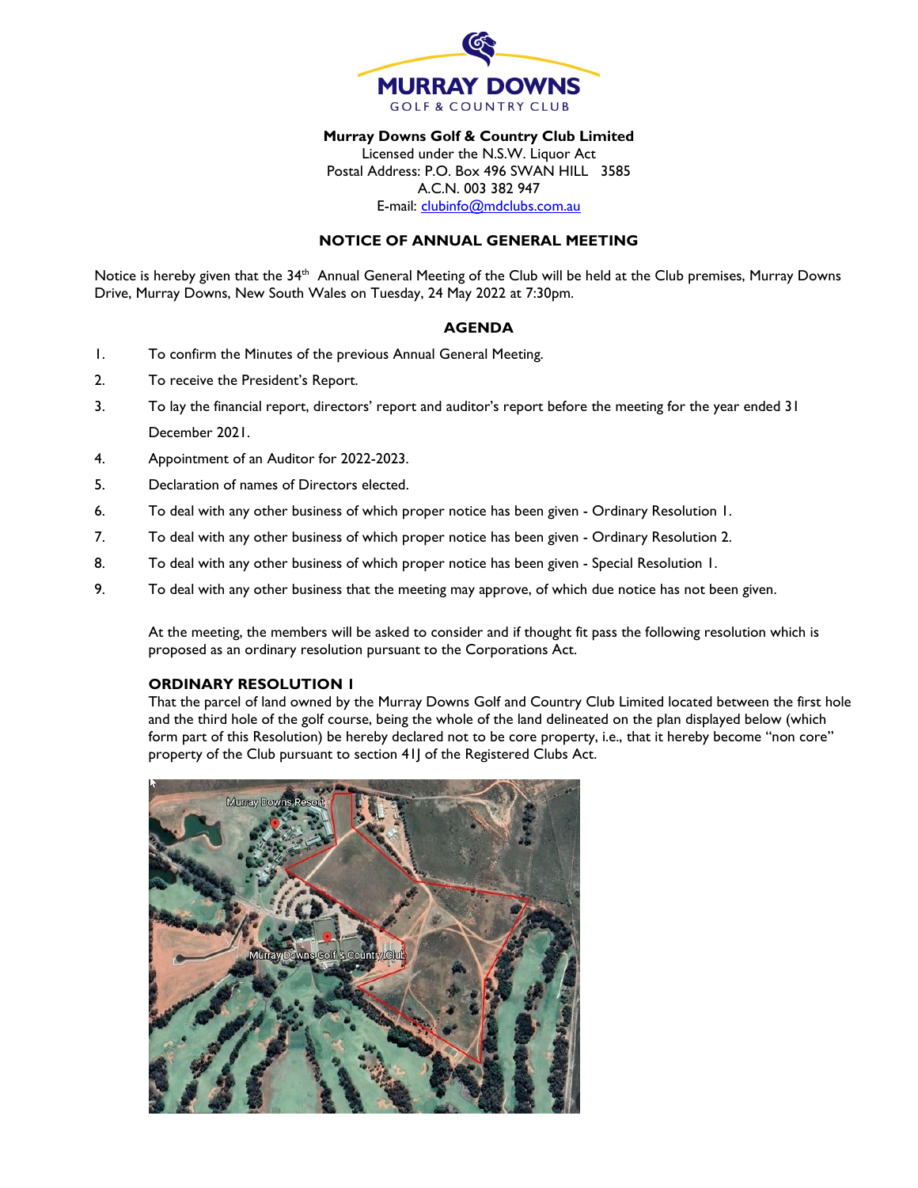**Murray Downs Golf & Country Club Limited**
Licensed under the N.S.W. Liquor Act
Postal Address: P.O. Box 496 SWAN HILL 3585
A.C.N. 003 382 947
E-mail: clubinfo@mdclubs.com.au

## NOTICE OF ANNUAL GENERAL MEETING

Notice is hereby given that the 34th Annual General Meeting of the Club will be held at the Club premises, Murray Downs Drive, Murray Downs, New South Wales on Tuesday, 24 May 2022 at 7:30pm.

### AGENDA

1. To confirm the Minutes of the previous Annual General Meeting.
2. To receive the President's Report.
3. To lay the financial report, directors' report and auditor's report before the meeting for the year ended 31 December 2021.
4. Appointment of an Auditor for 2022-2023.
5. Declaration of names of Directors elected.
6. To deal with any other business of which proper notice has been given - Ordinary Resolution 1.
7. To deal with any other business of which proper notice has been given - Ordinary Resolution 2.
8. To deal with any other business of which proper notice has been given - Special Resolution 1.
9. To deal with any other business that the meeting may approve, of which due notice has not been given.

At the meeting, the members will be asked to consider and if thought fit pass the following resolution which is proposed as an ordinary resolution pursuant to the Corporations Act.

**ORDINARY RESOLUTION 1**
That the parcel of land owned by the Murray Downs Golf and Country Club Limited located between the first hole and the third hole of the golf course, being the whole of the land delineated on the plan displayed below (which form part of this Resolution) be hereby declared not to be core property, i.e., that it hereby become "non core" property of the Club pursuant to section 41J of the Registered Clubs Act.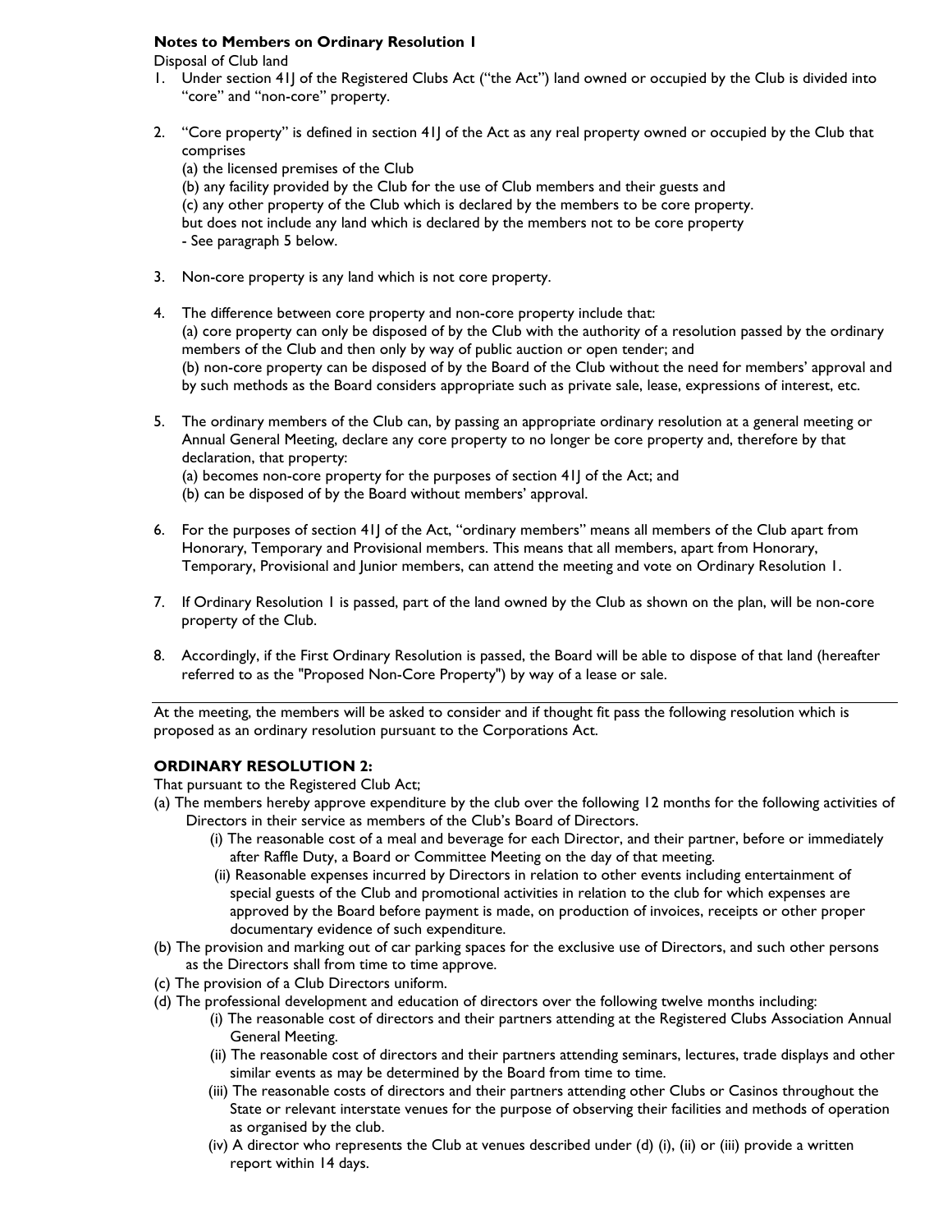**Notes to Members on Ordinary Resolution 1**

Disposal of Club land

1. Under section 41J of the Registered Clubs Act ("the Act") land owned or occupied by the Club is divided into "core" and "non-core" property.

2. "Core property" is defined in section 41J of the Act as any real property owned or occupied by the Club that comprises
   (a) the licensed premises of the Club
   (b) any facility provided by the Club for the use of Club members and their guests and
   (c) any other property of the Club which is declared by the members to be core property.
   but does not include any land which is declared by the members not to be core property
   - See paragraph 5 below.

3. Non-core property is any land which is not core property.

4. The difference between core property and non-core property include that:
   (a) core property can only be disposed of by the Club with the authority of a resolution passed by the ordinary members of the Club and then only by way of public auction or open tender; and
   (b) non-core property can be disposed of by the Board of the Club without the need for members' approval and by such methods as the Board considers appropriate such as private sale, lease, expressions of interest, etc.

5. The ordinary members of the Club can, by passing an appropriate ordinary resolution at a general meeting or Annual General Meeting, declare any core property to no longer be core property and, therefore by that declaration, that property:
   (a) becomes non-core property for the purposes of section 41J of the Act; and
   (b) can be disposed of by the Board without members' approval.

6. For the purposes of section 41J of the Act, "ordinary members" means all members of the Club apart from Honorary, Temporary and Provisional members. This means that all members, apart from Honorary, Temporary, Provisional and Junior members, can attend the meeting and vote on Ordinary Resolution 1.

7. If Ordinary Resolution 1 is passed, part of the land owned by the Club as shown on the plan, will be non-core property of the Club.

8. Accordingly, if the First Ordinary Resolution is passed, the Board will be able to dispose of that land (hereafter referred to as the "Proposed Non-Core Property") by way of a lease or sale.

---

At the meeting, the members will be asked to consider and if thought fit pass the following resolution which is proposed as an ordinary resolution pursuant to the Corporations Act.

## ORDINARY RESOLUTION 2:

That pursuant to the Registered Club Act;

(a) The members hereby approve expenditure by the club over the following 12 months for the following activities of Directors in their service as members of the Club's Board of Directors.
   (i) The reasonable cost of a meal and beverage for each Director, and their partner, before or immediately after Raffle Duty, a Board or Committee Meeting on the day of that meeting.
   (ii) Reasonable expenses incurred by Directors in relation to other events including entertainment of special guests of the Club and promotional activities in relation to the club for which expenses are approved by the Board before payment is made, on production of invoices, receipts or other proper documentary evidence of such expenditure.

(b) The provision and marking out of car parking spaces for the exclusive use of Directors, and such other persons as the Directors shall from time to time approve.

(c) The provision of a Club Directors uniform.

(d) The professional development and education of directors over the following twelve months including:
   (i) The reasonable cost of directors and their partners attending at the Registered Clubs Association Annual General Meeting.
   (ii) The reasonable cost of directors and their partners attending seminars, lectures, trade displays and other similar events as may be determined by the Board from time to time.
   (iii) The reasonable costs of directors and their partners attending other Clubs or Casinos throughout the State or relevant interstate venues for the purpose of observing their facilities and methods of operation as organised by the club.
   (iv) A director who represents the Club at venues described under (d) (i), (ii) or (iii) provide a written report within 14 days.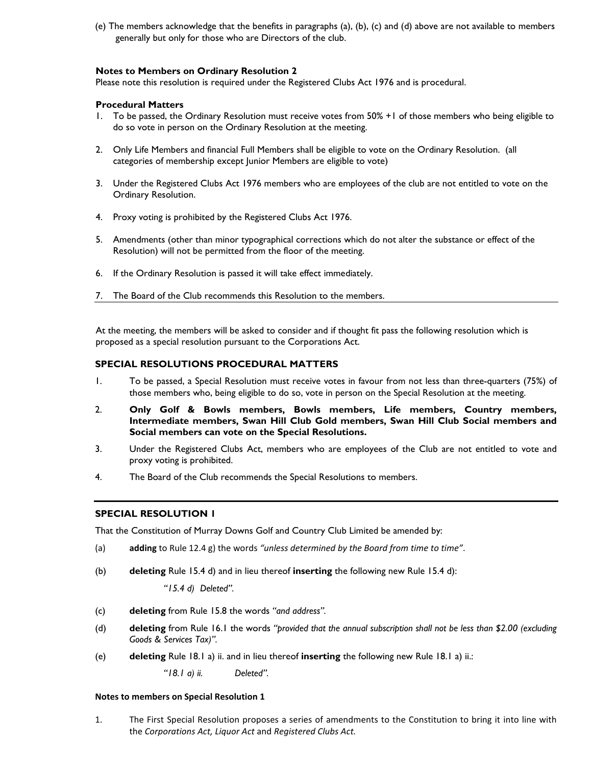(e) The members acknowledge that the benefits in paragraphs (a), (b), (c) and (d) above are not available to members generally but only for those who are Directors of the club.

**Notes to Members on Ordinary Resolution 2**

Please note this resolution is required under the Registered Clubs Act 1976 and is procedural.

**Procedural Matters**

1. To be passed, the Ordinary Resolution must receive votes from 50% +1 of those members who being eligible to do so vote in person on the Ordinary Resolution at the meeting.
2. Only Life Members and financial Full Members shall be eligible to vote on the Ordinary Resolution. (all categories of membership except Junior Members are eligible to vote)
3. Under the Registered Clubs Act 1976 members who are employees of the club are not entitled to vote on the Ordinary Resolution.
4. Proxy voting is prohibited by the Registered Clubs Act 1976.
5. Amendments (other than minor typographical corrections which do not alter the substance or effect of the Resolution) will not be permitted from the floor of the meeting.
6. If the Ordinary Resolution is passed it will take effect immediately.
7. The Board of the Club recommends this Resolution to the members.

---

At the meeting, the members will be asked to consider and if thought fit pass the following resolution which is proposed as a special resolution pursuant to the Corporations Act.

### SPECIAL RESOLUTIONS PROCEDURAL MATTERS

1. To be passed, a Special Resolution must receive votes in favour from not less than three-quarters (75%) of those members who, being eligible to do so, vote in person on the Special Resolution at the meeting.
2. **Only Golf & Bowls members, Bowls members, Life members, Country members, Intermediate members, Swan Hill Club Gold members, Swan Hill Club Social members and Social members can vote on the Special Resolutions.**
3. Under the Registered Clubs Act, members who are employees of the Club are not entitled to vote and proxy voting is prohibited.
4. The Board of the Club recommends the Special Resolutions to members.

---

### SPECIAL RESOLUTION 1

That the Constitution of Murray Downs Golf and Country Club Limited be amended by:

(a) **adding** to Rule 12.4 g) the words *"unless determined by the Board from time to time"*.

(b) **deleting** Rule 15.4 d) and in lieu thereof **inserting** the following new Rule 15.4 d):

*"15.4 d) Deleted".*

(c) **deleting** from Rule 15.8 the words *"and address"*.

(d) **deleting** from Rule 16.1 the words *"provided that the annual subscription shall not be less than $2.00 (excluding Goods & Services Tax)"*.

(e) **deleting** Rule 18.1 a) ii. and in lieu thereof **inserting** the following new Rule 18.1 a) ii.:

*"18.1 a) ii. Deleted".*

**Notes to members on Special Resolution 1**

1. The First Special Resolution proposes a series of amendments to the Constitution to bring it into line with the *Corporations Act, Liquor Act* and *Registered Clubs Act.*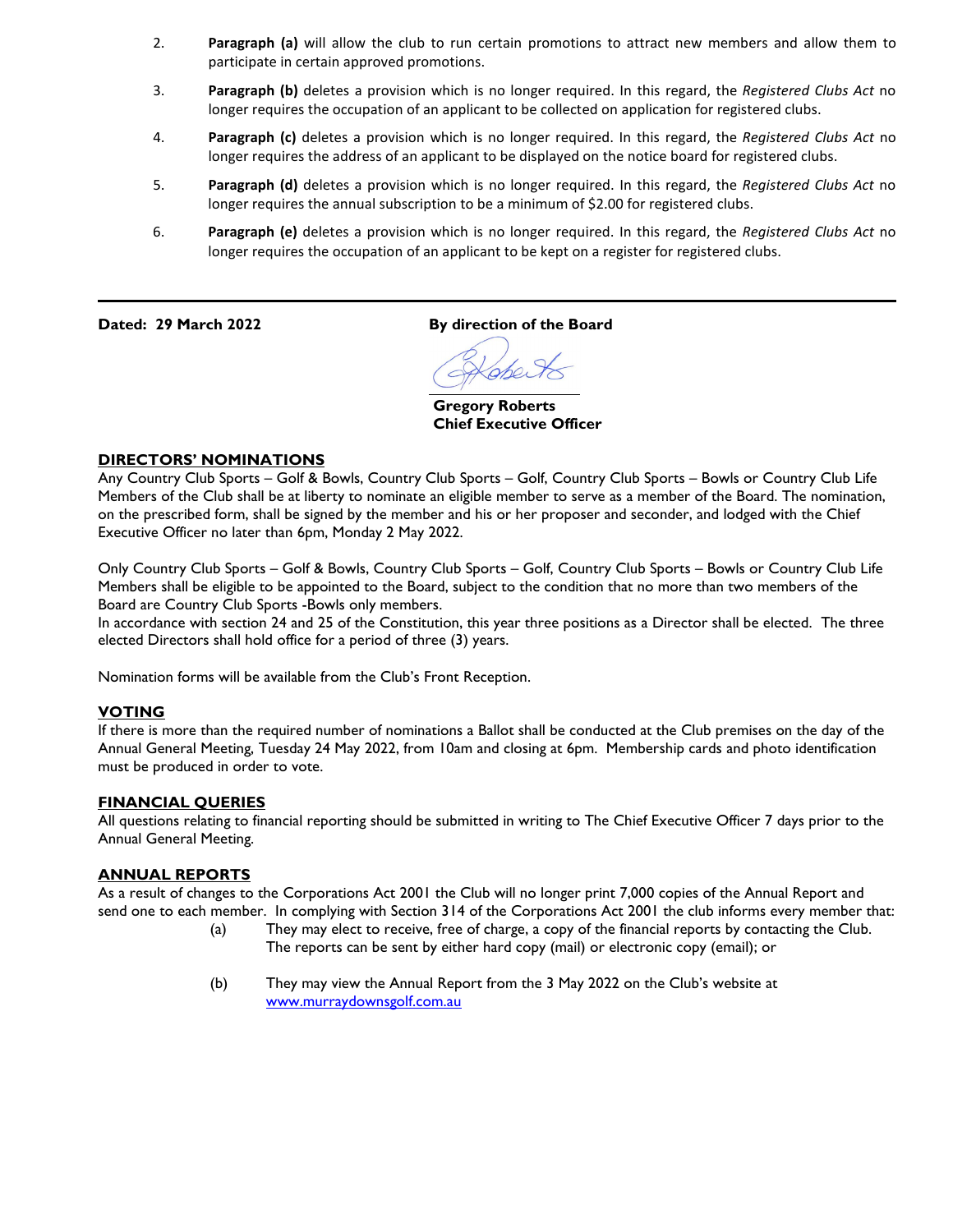2. **Paragraph (a)** will allow the club to run certain promotions to attract new members and allow them to participate in certain approved promotions.

3. **Paragraph (b)** deletes a provision which is no longer required. In this regard, the *Registered Clubs Act* no longer requires the occupation of an applicant to be collected on application for registered clubs.

4. **Paragraph (c)** deletes a provision which is no longer required. In this regard, the *Registered Clubs Act* no longer requires the address of an applicant to be displayed on the notice board for registered clubs.

5. **Paragraph (d)** deletes a provision which is no longer required. In this regard, the *Registered Clubs Act* no longer requires the annual subscription to be a minimum of $2.00 for registered clubs.

6. **Paragraph (e)** deletes a provision which is no longer required. In this regard, the *Registered Clubs Act* no longer requires the occupation of an applicant to be kept on a register for registered clubs.

---

**Dated: 29 March 2022**

**By direction of the Board**

**Gregory Roberts**
**Chief Executive Officer**

## DIRECTORS' NOMINATIONS

Any Country Club Sports – Golf & Bowls, Country Club Sports – Golf, Country Club Sports – Bowls or Country Club Life Members of the Club shall be at liberty to nominate an eligible member to serve as a member of the Board. The nomination, on the prescribed form, shall be signed by the member and his or her proposer and seconder, and lodged with the Chief Executive Officer no later than 6pm, Monday 2 May 2022.

Only Country Club Sports – Golf & Bowls, Country Club Sports – Golf, Country Club Sports – Bowls or Country Club Life Members shall be eligible to be appointed to the Board, subject to the condition that no more than two members of the Board are Country Club Sports -Bowls only members.
In accordance with section 24 and 25 of the Constitution, this year three positions as a Director shall be elected. The three elected Directors shall hold office for a period of three (3) years.

Nomination forms will be available from the Club's Front Reception.

## VOTING

If there is more than the required number of nominations a Ballot shall be conducted at the Club premises on the day of the Annual General Meeting, Tuesday 24 May 2022, from 10am and closing at 6pm. Membership cards and photo identification must be produced in order to vote.

## FINANCIAL QUERIES

All questions relating to financial reporting should be submitted in writing to The Chief Executive Officer 7 days prior to the Annual General Meeting.

## ANNUAL REPORTS

As a result of changes to the Corporations Act 2001 the Club will no longer print 7,000 copies of the Annual Report and send one to each member. In complying with Section 314 of the Corporations Act 2001 the club informs every member that:

(a) They may elect to receive, free of charge, a copy of the financial reports by contacting the Club. The reports can be sent by either hard copy (mail) or electronic copy (email); or

(b) They may view the Annual Report from the 3 May 2022 on the Club's website at www.murraydownsgolf.com.au